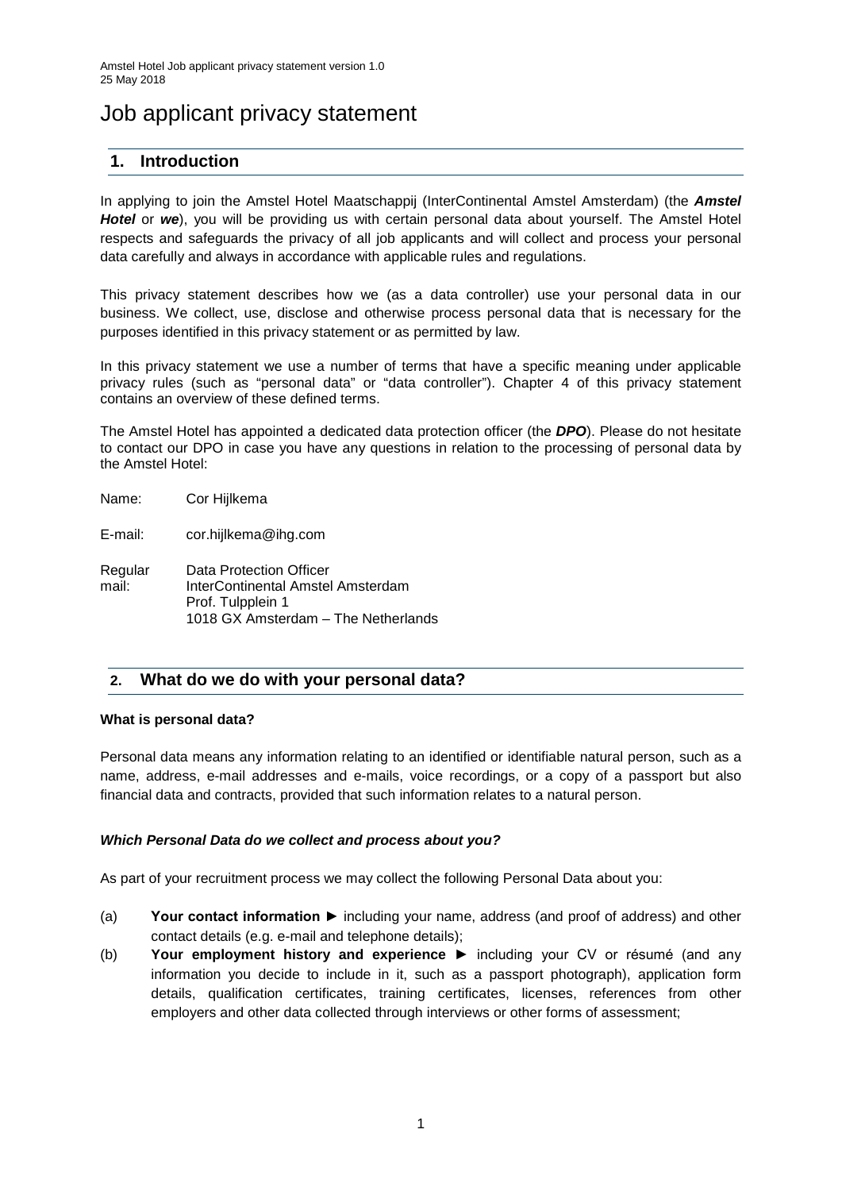Amstel Hotel Job applicant privacy statement version 1.0
25 May 2018

# Job applicant privacy statement

## 1. Introduction

In applying to join the Amstel Hotel Maatschappij (InterContinental Amstel Amsterdam) (the ***Amstel Hotel*** or ***we***), you will be providing us with certain personal data about yourself. The Amstel Hotel respects and safeguards the privacy of all job applicants and will collect and process your personal data carefully and always in accordance with applicable rules and regulations.

This privacy statement describes how we (as a data controller) use your personal data in our business. We collect, use, disclose and otherwise process personal data that is necessary for the purposes identified in this privacy statement or as permitted by law.

In this privacy statement we use a number of terms that have a specific meaning under applicable privacy rules (such as "personal data" or "data controller"). Chapter 4 of this privacy statement contains an overview of these defined terms.

The Amstel Hotel has appointed a dedicated data protection officer (the ***DPO***). Please do not hesitate to contact our DPO in case you have any questions in relation to the processing of personal data by the Amstel Hotel:

Name: Cor Hijlkema

E-mail: cor.hijlkema@ihg.com

Regular mail: Data Protection Officer
InterContinental Amstel Amsterdam
Prof. Tulpplein 1
1018 GX Amsterdam – The Netherlands

## 2. What do we do with your personal data?

**What is personal data?**

Personal data means any information relating to an identified or identifiable natural person, such as a name, address, e-mail addresses and e-mails, voice recordings, or a copy of a passport but also financial data and contracts, provided that such information relates to a natural person.

***Which Personal Data do we collect and process about you?***

As part of your recruitment process we may collect the following Personal Data about you:

(a) **Your contact information ►** including your name, address (and proof of address) and other contact details (e.g. e-mail and telephone details);

(b) **Your employment history and experience ►** including your CV or résumé (and any information you decide to include in it, such as a passport photograph), application form details, qualification certificates, training certificates, licenses, references from other employers and other data collected through interviews or other forms of assessment;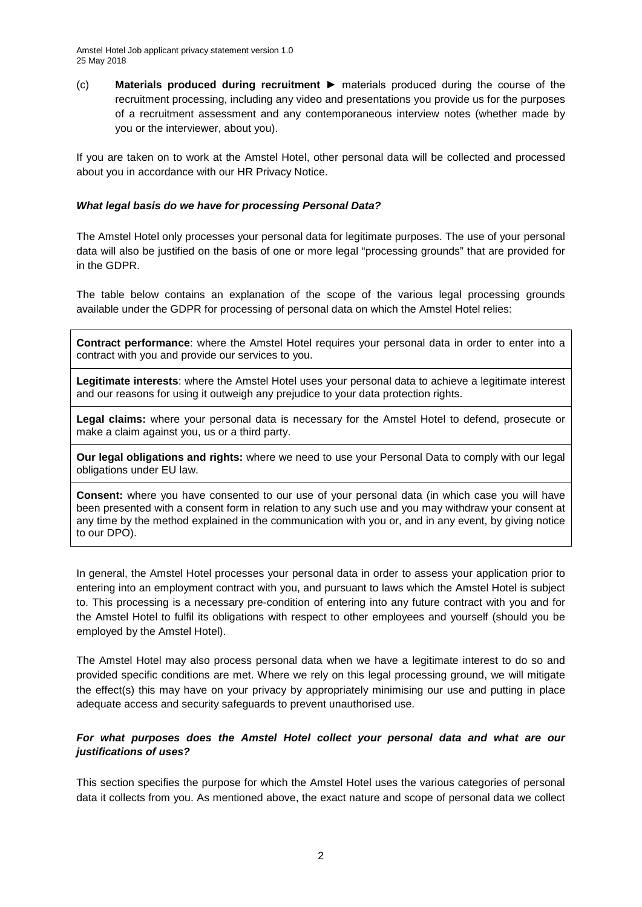(c) **Materials produced during recruitment ►** materials produced during the course of the recruitment processing, including any video and presentations you provide us for the purposes of a recruitment assessment and any contemporaneous interview notes (whether made by you or the interviewer, about you).

If you are taken on to work at the Amstel Hotel, other personal data will be collected and processed about you in accordance with our HR Privacy Notice.

***What legal basis do we have for processing Personal Data?***

The Amstel Hotel only processes your personal data for legitimate purposes. The use of your personal data will also be justified on the basis of one or more legal "processing grounds" that are provided for in the GDPR.

The table below contains an explanation of the scope of the various legal processing grounds available under the GDPR for processing of personal data on which the Amstel Hotel relies:

| |
|---|
| **Contract performance**: where the Amstel Hotel requires your personal data in order to enter into a contract with you and provide our services to you. |
| **Legitimate interests**: where the Amstel Hotel uses your personal data to achieve a legitimate interest and our reasons for using it outweigh any prejudice to your data protection rights. |
| **Legal claims:** where your personal data is necessary for the Amstel Hotel to defend, prosecute or make a claim against you, us or a third party. |
| **Our legal obligations and rights:** where we need to use your Personal Data to comply with our legal obligations under EU law. |
| **Consent:** where you have consented to our use of your personal data (in which case you will have been presented with a consent form in relation to any such use and you may withdraw your consent at any time by the method explained in the communication with you or, and in any event, by giving notice to our DPO). |

In general, the Amstel Hotel processes your personal data in order to assess your application prior to entering into an employment contract with you, and pursuant to laws which the Amstel Hotel is subject to. This processing is a necessary pre-condition of entering into any future contract with you and for the Amstel Hotel to fulfil its obligations with respect to other employees and yourself (should you be employed by the Amstel Hotel).

The Amstel Hotel may also process personal data when we have a legitimate interest to do so and provided specific conditions are met. Where we rely on this legal processing ground, we will mitigate the effect(s) this may have on your privacy by appropriately minimising our use and putting in place adequate access and security safeguards to prevent unauthorised use.

***For what purposes does the Amstel Hotel collect your personal data and what are our justifications of uses?***

This section specifies the purpose for which the Amstel Hotel uses the various categories of personal data it collects from you. As mentioned above, the exact nature and scope of personal data we collect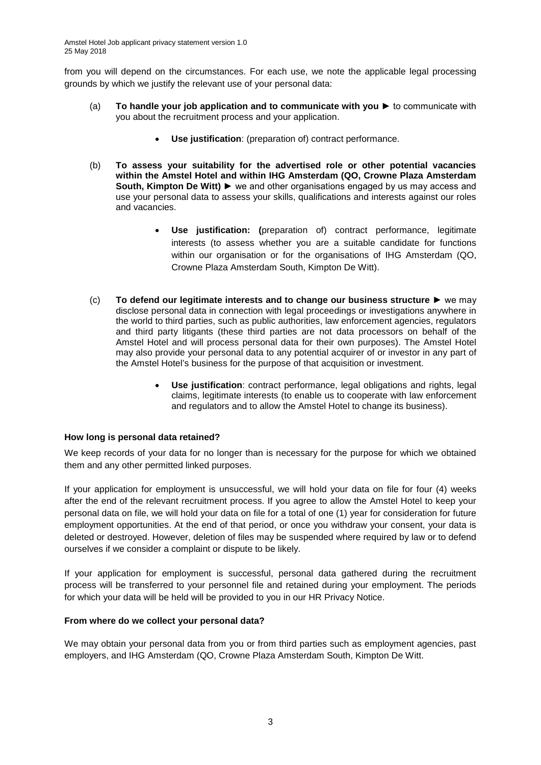from you will depend on the circumstances. For each use, we note the applicable legal processing grounds by which we justify the relevant use of your personal data:

(a) **To handle your job application and to communicate with you ►** to communicate with you about the recruitment process and your application.

- **Use justification**: (preparation of) contract performance.

(b) **To assess your suitability for the advertised role or other potential vacancies within the Amstel Hotel and within IHG Amsterdam (QO, Crowne Plaza Amsterdam South, Kimpton De Witt) ►** we and other organisations engaged by us may access and use your personal data to assess your skills, qualifications and interests against our roles and vacancies.

- **Use justification: (**preparation of) contract performance, legitimate interests (to assess whether you are a suitable candidate for functions within our organisation or for the organisations of IHG Amsterdam (QO, Crowne Plaza Amsterdam South, Kimpton De Witt).

(c) **To defend our legitimate interests and to change our business structure ►** we may disclose personal data in connection with legal proceedings or investigations anywhere in the world to third parties, such as public authorities, law enforcement agencies, regulators and third party litigants (these third parties are not data processors on behalf of the Amstel Hotel and will process personal data for their own purposes). The Amstel Hotel may also provide your personal data to any potential acquirer of or investor in any part of the Amstel Hotel's business for the purpose of that acquisition or investment.

- **Use justification**: contract performance, legal obligations and rights, legal claims, legitimate interests (to enable us to cooperate with law enforcement and regulators and to allow the Amstel Hotel to change its business).

**How long is personal data retained?**

We keep records of your data for no longer than is necessary for the purpose for which we obtained them and any other permitted linked purposes.

If your application for employment is unsuccessful, we will hold your data on file for four (4) weeks after the end of the relevant recruitment process. If you agree to allow the Amstel Hotel to keep your personal data on file, we will hold your data on file for a total of one (1) year for consideration for future employment opportunities. At the end of that period, or once you withdraw your consent, your data is deleted or destroyed. However, deletion of files may be suspended where required by law or to defend ourselves if we consider a complaint or dispute to be likely.

If your application for employment is successful, personal data gathered during the recruitment process will be transferred to your personnel file and retained during your employment. The periods for which your data will be held will be provided to you in our HR Privacy Notice.

**From where do we collect your personal data?**

We may obtain your personal data from you or from third parties such as employment agencies, past employers, and IHG Amsterdam (QO, Crowne Plaza Amsterdam South, Kimpton De Witt.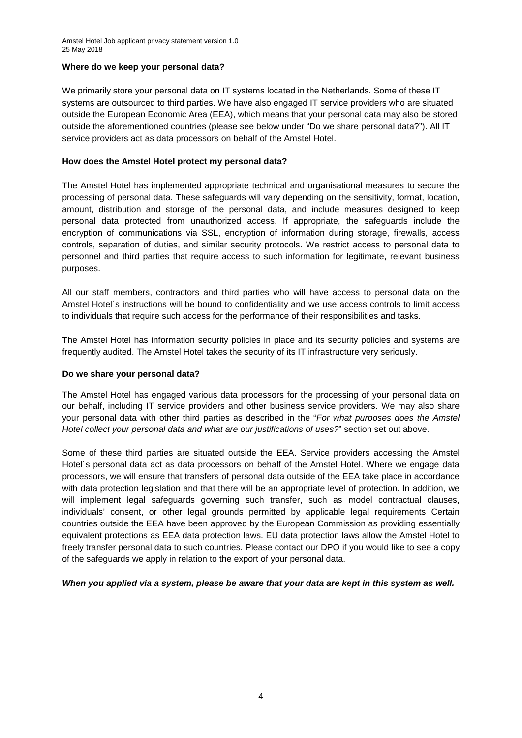**Where do we keep your personal data?**

We primarily store your personal data on IT systems located in the Netherlands. Some of these IT systems are outsourced to third parties. We have also engaged IT service providers who are situated outside the European Economic Area (EEA), which means that your personal data may also be stored outside the aforementioned countries (please see below under "Do we share personal data?"). All IT service providers act as data processors on behalf of the Amstel Hotel.

**How does the Amstel Hotel protect my personal data?**

The Amstel Hotel has implemented appropriate technical and organisational measures to secure the processing of personal data. These safeguards will vary depending on the sensitivity, format, location, amount, distribution and storage of the personal data, and include measures designed to keep personal data protected from unauthorized access. If appropriate, the safeguards include the encryption of communications via SSL, encryption of information during storage, firewalls, access controls, separation of duties, and similar security protocols. We restrict access to personal data to personnel and third parties that require access to such information for legitimate, relevant business purposes.

All our staff members, contractors and third parties who will have access to personal data on the Amstel Hotel´s instructions will be bound to confidentiality and we use access controls to limit access to individuals that require such access for the performance of their responsibilities and tasks.

The Amstel Hotel has information security policies in place and its security policies and systems are frequently audited. The Amstel Hotel takes the security of its IT infrastructure very seriously.

**Do we share your personal data?**

The Amstel Hotel has engaged various data processors for the processing of your personal data on our behalf, including IT service providers and other business service providers. We may also share your personal data with other third parties as described in the "*For what purposes does the Amstel Hotel collect your personal data and what are our justifications of uses?*" section set out above.

Some of these third parties are situated outside the EEA. Service providers accessing the Amstel Hotel´s personal data act as data processors on behalf of the Amstel Hotel. Where we engage data processors, we will ensure that transfers of personal data outside of the EEA take place in accordance with data protection legislation and that there will be an appropriate level of protection. In addition, we will implement legal safeguards governing such transfer, such as model contractual clauses, individuals' consent, or other legal grounds permitted by applicable legal requirements Certain countries outside the EEA have been approved by the European Commission as providing essentially equivalent protections as EEA data protection laws. EU data protection laws allow the Amstel Hotel to freely transfer personal data to such countries. Please contact our DPO if you would like to see a copy of the safeguards we apply in relation to the export of your personal data.

***When you applied via a system, please be aware that your data are kept in this system as well.***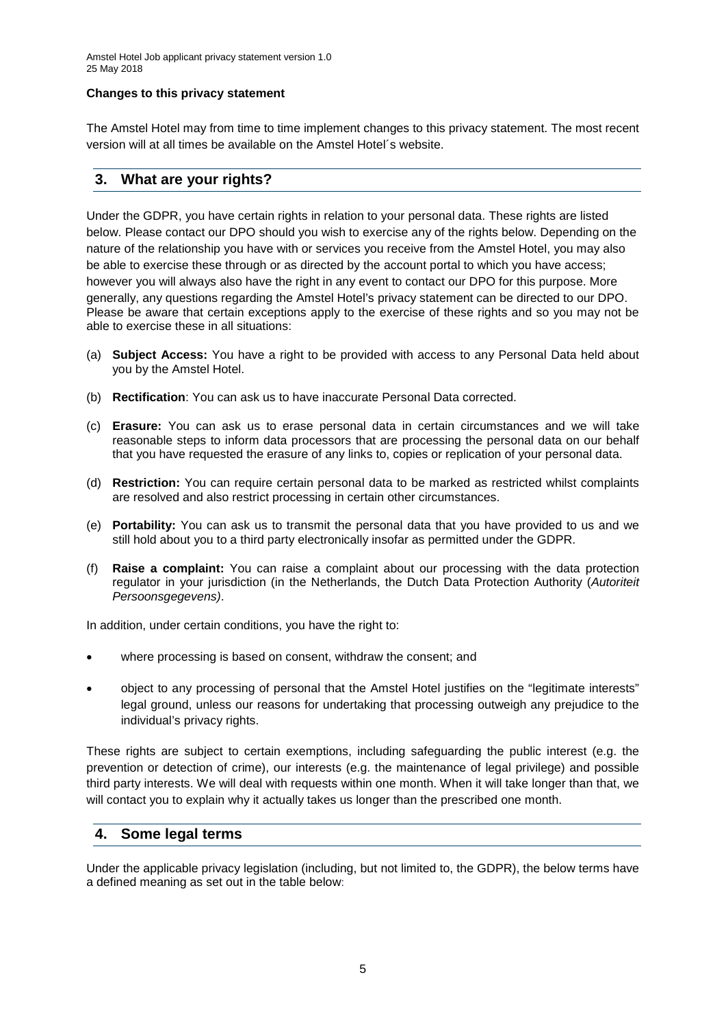**Changes to this privacy statement**

The Amstel Hotel may from time to time implement changes to this privacy statement. The most recent version will at all times be available on the Amstel Hotel´s website.

## 3. What are your rights?

Under the GDPR, you have certain rights in relation to your personal data. These rights are listed below. Please contact our DPO should you wish to exercise any of the rights below. Depending on the nature of the relationship you have with or services you receive from the Amstel Hotel, you may also be able to exercise these through or as directed by the account portal to which you have access; however you will always also have the right in any event to contact our DPO for this purpose. More generally, any questions regarding the Amstel Hotel's privacy statement can be directed to our DPO. Please be aware that certain exceptions apply to the exercise of these rights and so you may not be able to exercise these in all situations:

(a) **Subject Access:** You have a right to be provided with access to any Personal Data held about you by the Amstel Hotel.

(b) **Rectification**: You can ask us to have inaccurate Personal Data corrected.

(c) **Erasure:** You can ask us to erase personal data in certain circumstances and we will take reasonable steps to inform data processors that are processing the personal data on our behalf that you have requested the erasure of any links to, copies or replication of your personal data.

(d) **Restriction:** You can require certain personal data to be marked as restricted whilst complaints are resolved and also restrict processing in certain other circumstances.

(e) **Portability:** You can ask us to transmit the personal data that you have provided to us and we still hold about you to a third party electronically insofar as permitted under the GDPR.

(f) **Raise a complaint:** You can raise a complaint about our processing with the data protection regulator in your jurisdiction (in the Netherlands, the Dutch Data Protection Authority (*Autoriteit Persoonsgegevens)*.

In addition, under certain conditions, you have the right to:

- where processing is based on consent, withdraw the consent; and
- object to any processing of personal that the Amstel Hotel justifies on the "legitimate interests" legal ground, unless our reasons for undertaking that processing outweigh any prejudice to the individual's privacy rights.

These rights are subject to certain exemptions, including safeguarding the public interest (e.g. the prevention or detection of crime), our interests (e.g. the maintenance of legal privilege) and possible third party interests. We will deal with requests within one month. When it will take longer than that, we will contact you to explain why it actually takes us longer than the prescribed one month.

## 4. Some legal terms

Under the applicable privacy legislation (including, but not limited to, the GDPR), the below terms have a defined meaning as set out in the table below: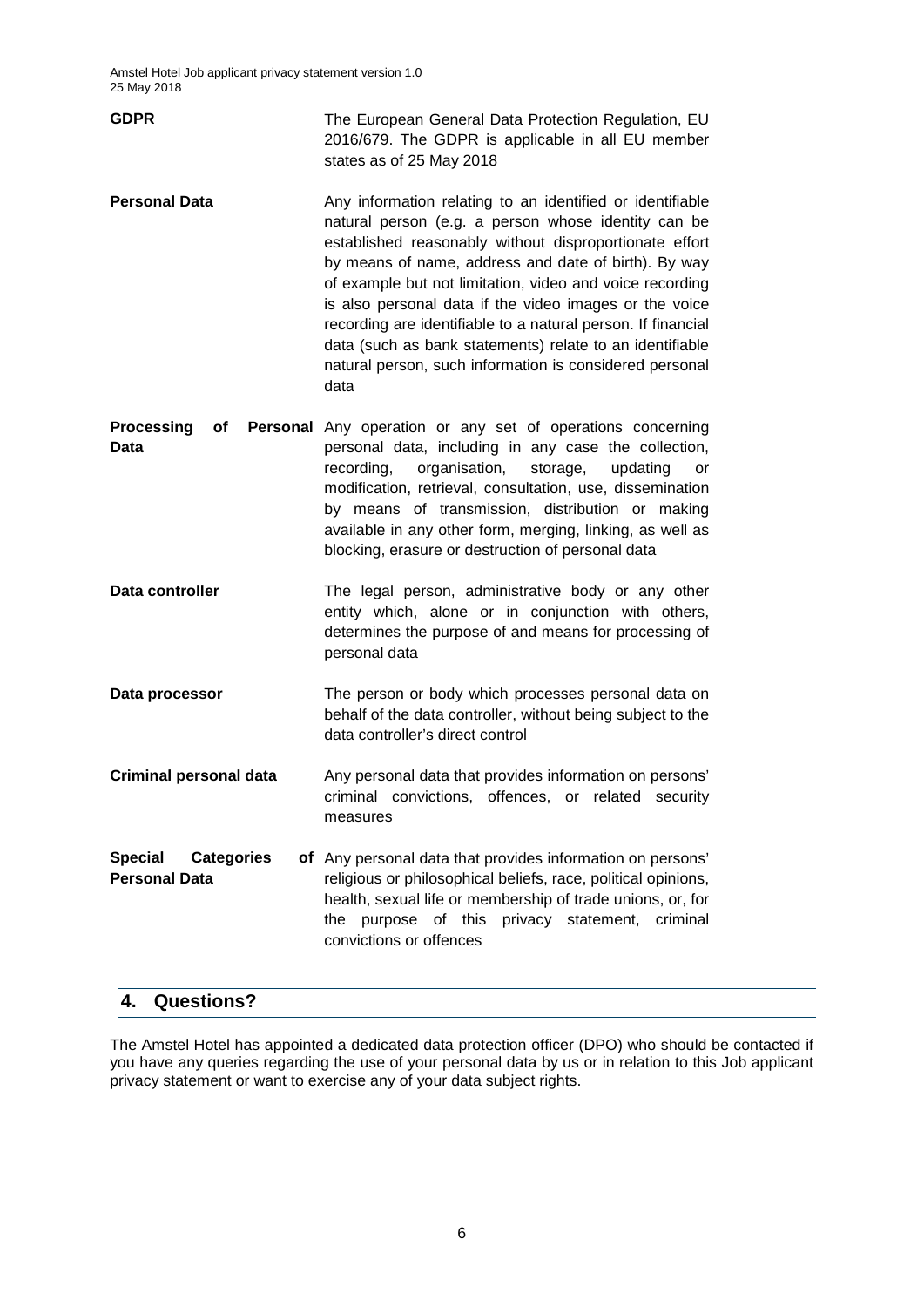| | |
|---|---|
| **GDPR** | The European General Data Protection Regulation, EU 2016/679. The GDPR is applicable in all EU member states as of 25 May 2018 |
| **Personal Data** | Any information relating to an identified or identifiable natural person (e.g. a person whose identity can be established reasonably without disproportionate effort by means of name, address and date of birth). By way of example but not limitation, video and voice recording is also personal data if the video images or the voice recording are identifiable to a natural person. If financial data (such as bank statements) relate to an identifiable natural person, such information is considered personal data |
| **Processing of Personal Data** | Any operation or any set of operations concerning personal data, including in any case the collection, recording, organisation, storage, updating or modification, retrieval, consultation, use, dissemination by means of transmission, distribution or making available in any other form, merging, linking, as well as blocking, erasure or destruction of personal data |
| **Data controller** | The legal person, administrative body or any other entity which, alone or in conjunction with others, determines the purpose of and means for processing of personal data |
| **Data processor** | The person or body which processes personal data on behalf of the data controller, without being subject to the data controller's direct control |
| **Criminal personal data** | Any personal data that provides information on persons' criminal convictions, offences, or related security measures |
| **Special Categories of Personal Data** | Any personal data that provides information on persons' religious or philosophical beliefs, race, political opinions, health, sexual life or membership of trade unions, or, for the purpose of this privacy statement, criminal convictions or offences |

## 4. Questions?

The Amstel Hotel has appointed a dedicated data protection officer (DPO) who should be contacted if you have any queries regarding the use of your personal data by us or in relation to this Job applicant privacy statement or want to exercise any of your data subject rights.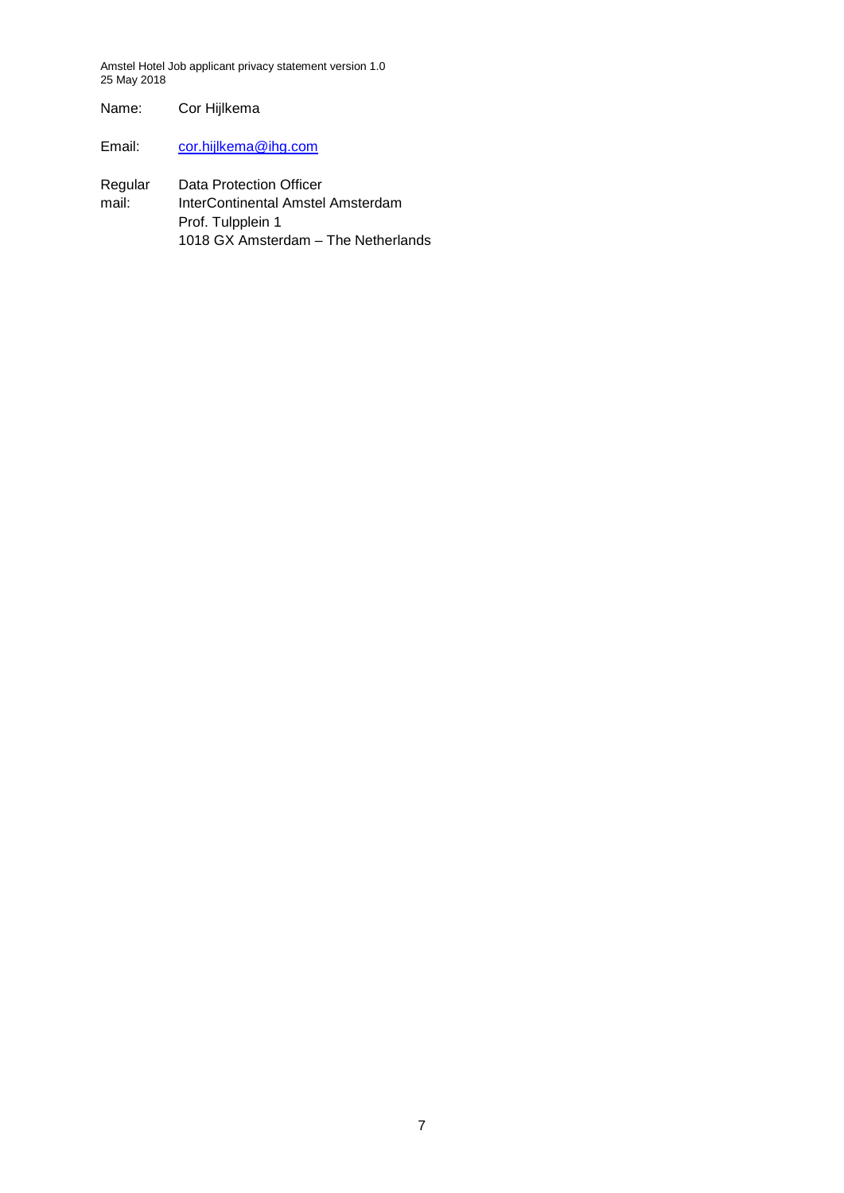Name: Cor Hijlkema

Email: cor.hijlkema@ihg.com

Regular mail: Data Protection Officer  
InterContinental Amstel Amsterdam  
Prof. Tulpplein 1  
1018 GX Amsterdam – The Netherlands